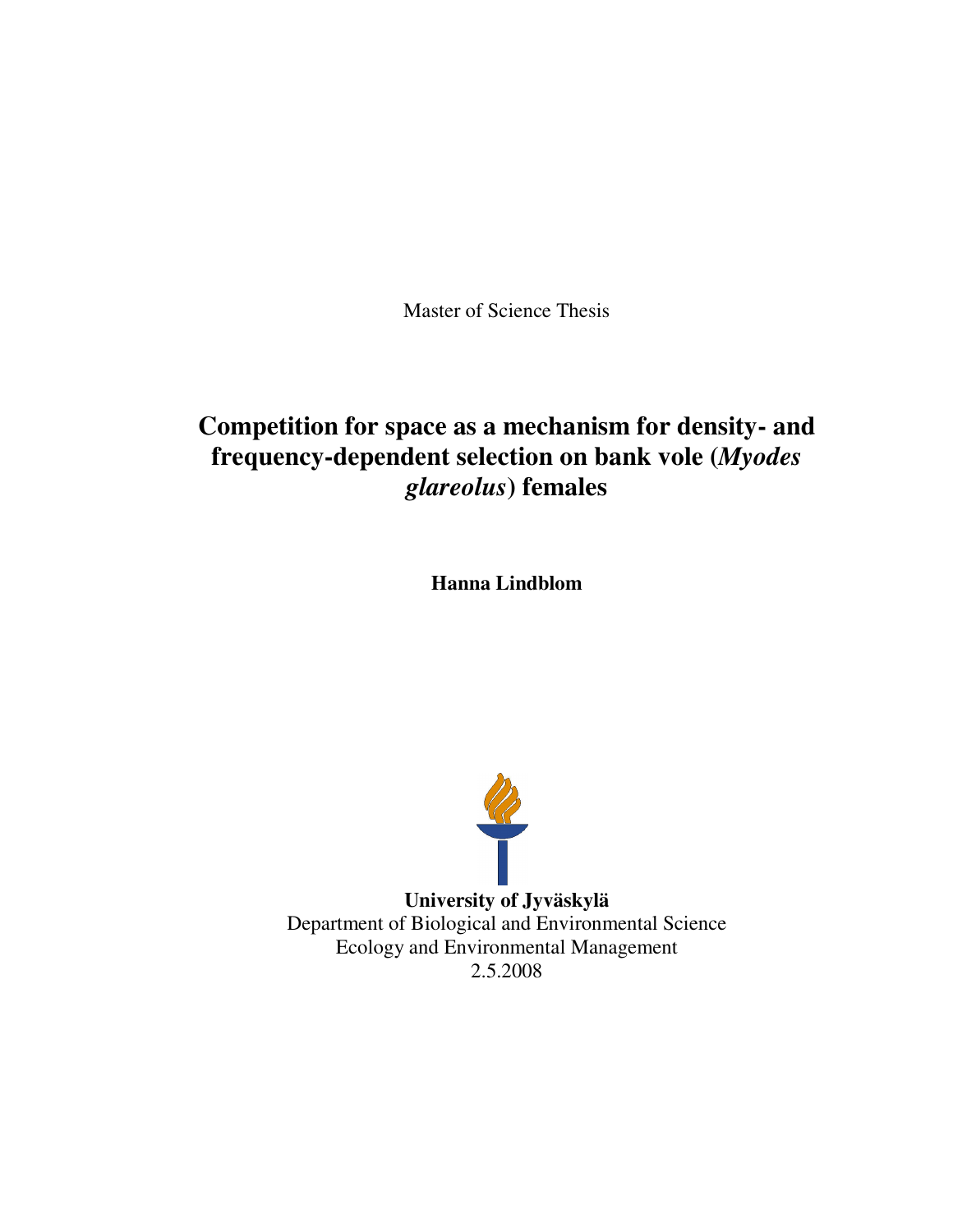Master of Science Thesis

# Competition for space as a mechanism for density- and frequency-dependent selection on bank vole (*Myodes glareolus*) females

**Hanna Lindblom**

**University of Jyväskylä**
Department of Biological and Environmental Science
Ecology and Environmental Management
2.5.2008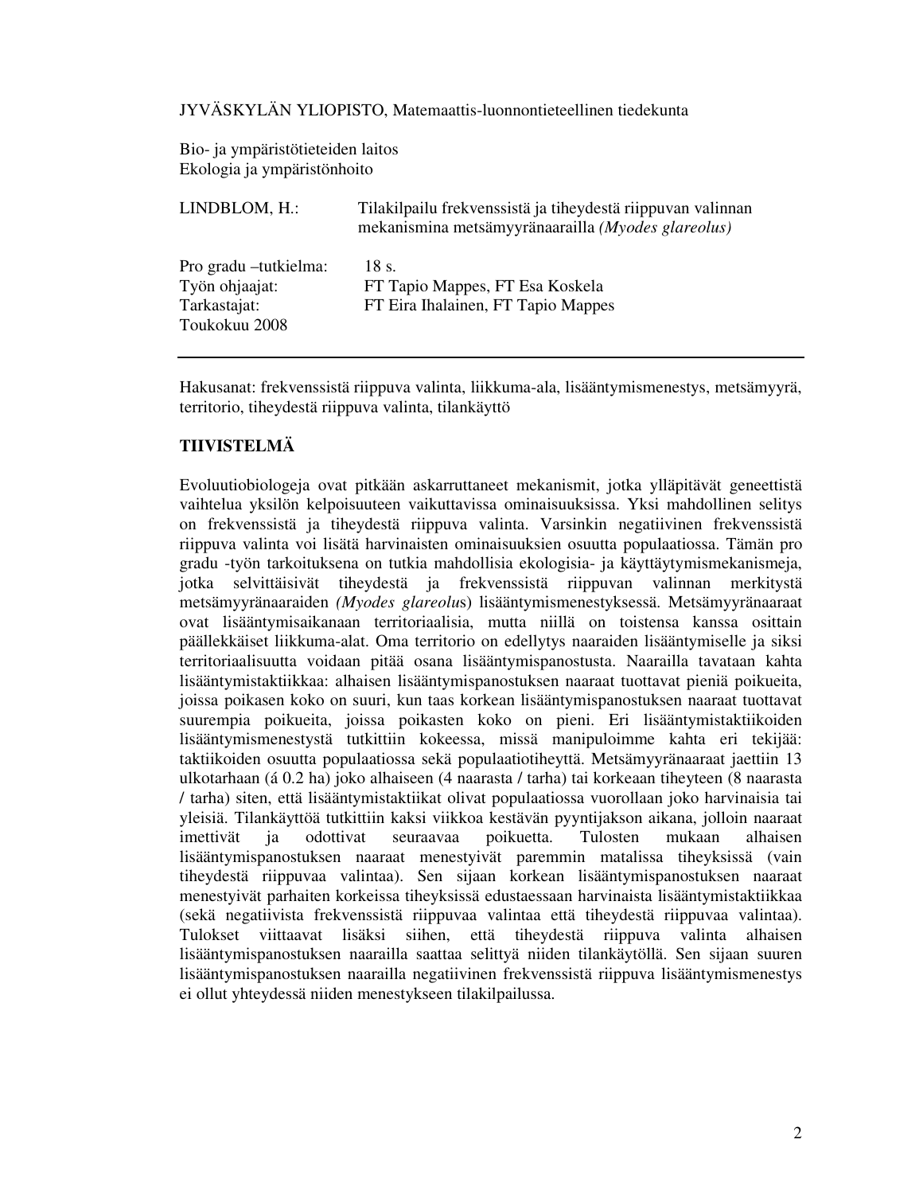JYVÄSKYLÄN YLIOPISTO, Matemaattis-luonnontieteellinen tiedekunta

Bio- ja ympäristötieteiden laitos
Ekologia ja ympäristönhoito

| | |
|---|---|
| LINDBLOM, H.: | Tilakilpailu frekvenssistä ja tiheydestä riippuvan valinnan mekanismina metsämyyränaarailla *(Myodes glareolus)* |
| Pro gradu –tutkielma: | 18 s. |
| Työn ohjaajat: | FT Tapio Mappes, FT Esa Koskela |
| Tarkastajat: | FT Eira Ihalainen, FT Tapio Mappes |
| Toukokuu 2008 | |

Hakusanat: frekvenssistä riippuva valinta, liikkuma-ala, lisääntymismenestys, metsämyyrä, territorio, tiheydestä riippuva valinta, tilankäyttö

## TIIVISTELMÄ

Evoluutiobiologeja ovat pitkään askarruttaneet mekanismit, jotka ylläpitävät geneettistä vaihtelua yksilön kelpoisuuteen vaikuttavissa ominaisuuksissa. Yksi mahdollinen selitys on frekvenssistä ja tiheydestä riippuva valinta. Varsinkin negatiivinen frekvenssistä riippuva valinta voi lisätä harvinaisten ominaisuuksien osuutta populaatiossa. Tämän pro gradu -työn tarkoituksena on tutkia mahdollisia ekologisia- ja käyttäytymismekanismeja, jotka selvittäisivät tiheydestä ja frekvenssistä riippuvan valinnan merkitystä metsämyyränaaraiden *(Myodes glareolu*s) lisääntymismenestyksessä. Metsämyyränaaraat ovat lisääntymisaikanaan territoriaalisia, mutta niillä on toistensa kanssa osittain päällekkäiset liikkuma-alat. Oma territorio on edellytys naaraiden lisääntymiselle ja siksi territoriaalisuutta voidaan pitää osana lisääntymispanostusta. Naarailla tavataan kahta lisääntymistaktiikkaa: alhaisen lisääntymispanostuksen naaraat tuottavat pieniä poikueita, joissa poikasen koko on suuri, kun taas korkean lisääntymispanostuksen naaraat tuottavat suurempia poikueita, joissa poikasten koko on pieni. Eri lisääntymistaktiikoiden lisääntymismenestystä tutkittiin kokeessa, missä manipuloimme kahta eri tekijää: taktiikoiden osuutta populaatiossa sekä populaatiotiheyttä. Metsämyyränaaraat jaettiin 13 ulkotarhaan (á 0.2 ha) joko alhaiseen (4 naarasta / tarha) tai korkeaan tiheyteen (8 naarasta / tarha) siten, että lisääntymistaktiikat olivat populaatiossa vuorollaan joko harvinaisia tai yleisiä. Tilankäyttöä tutkittiin kaksi viikkoa kestävän pyyntijakson aikana, jolloin naaraat imettivät ja odottivat seuraavaa poikuetta. Tulosten mukaan alhaisen lisääntymispanostuksen naaraat menestyivät paremmin matalissa tiheyksissä (vain tiheydestä riippuvaa valintaa). Sen sijaan korkean lisääntymispanostuksen naaraat menestyivät parhaiten korkeissa tiheyksissä edustaessaan harvinaista lisääntymistaktiikkaa (sekä negatiivista frekvenssistä riippuvaa valintaa että tiheydestä riippuvaa valintaa). Tulokset viittaavat lisäksi siihen, että tiheydestä riippuva valinta alhaisen lisääntymispanostuksen naarailla saattaa selittyä niiden tilankäytöllä. Sen sijaan suuren lisääntymispanostuksen naarailla negatiivinen frekvenssistä riippuva lisääntymismenestys ei ollut yhteydessä niiden menestykseen tilakilpailussa.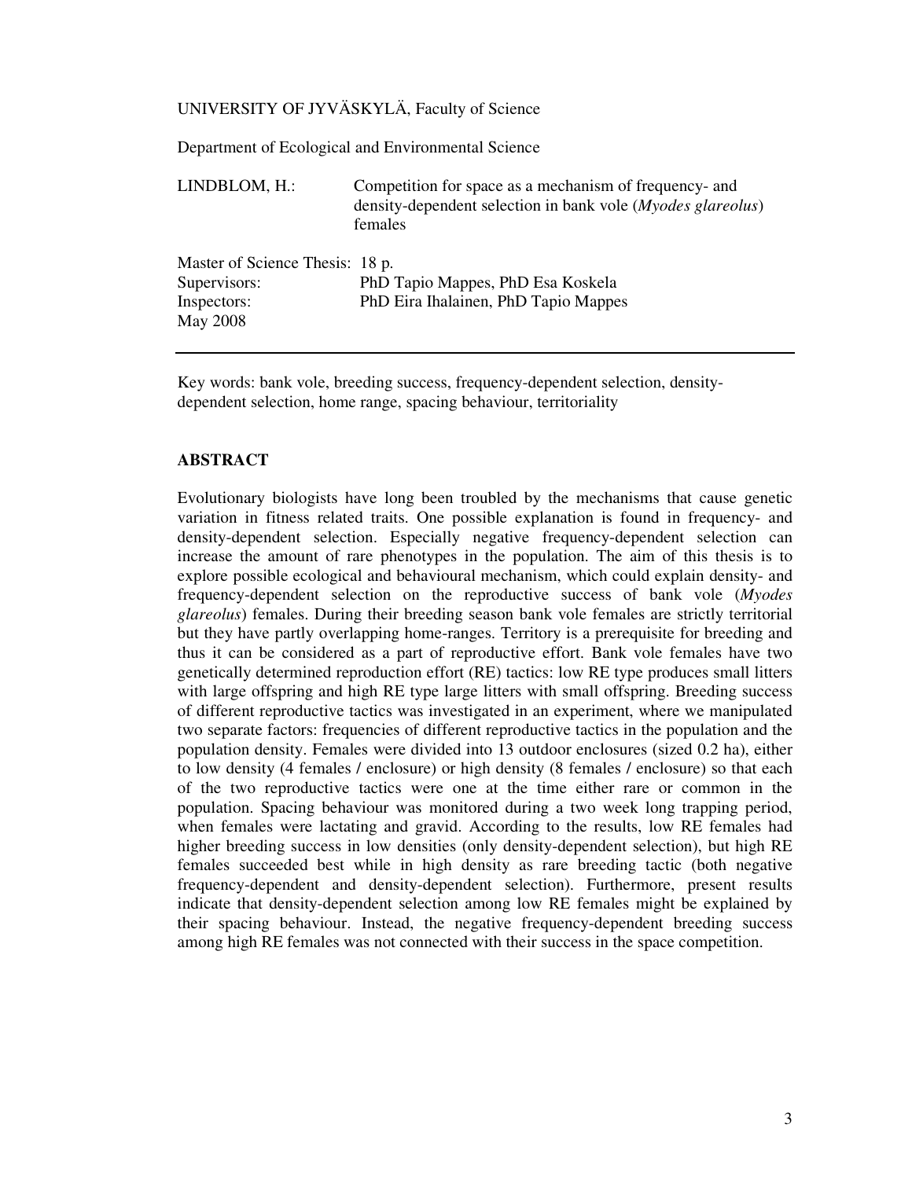UNIVERSITY OF JYVÄSKYLÄ, Faculty of Science

Department of Ecological and Environmental Science

| | |
|---|---|
| LINDBLOM, H.: | Competition for space as a mechanism of frequency- and density-dependent selection in bank vole (*Myodes glareolus*) females |

Master of Science Thesis: 18 p.
Supervisors: PhD Tapio Mappes, PhD Esa Koskela
Inspectors: PhD Eira Ihalainen, PhD Tapio Mappes
May 2008

---

Key words: bank vole, breeding success, frequency-dependent selection, density-dependent selection, home range, spacing behaviour, territoriality

## ABSTRACT

Evolutionary biologists have long been troubled by the mechanisms that cause genetic variation in fitness related traits. One possible explanation is found in frequency- and density-dependent selection. Especially negative frequency-dependent selection can increase the amount of rare phenotypes in the population. The aim of this thesis is to explore possible ecological and behavioural mechanism, which could explain density- and frequency-dependent selection on the reproductive success of bank vole (*Myodes glareolus*) females. During their breeding season bank vole females are strictly territorial but they have partly overlapping home-ranges. Territory is a prerequisite for breeding and thus it can be considered as a part of reproductive effort. Bank vole females have two genetically determined reproduction effort (RE) tactics: low RE type produces small litters with large offspring and high RE type large litters with small offspring. Breeding success of different reproductive tactics was investigated in an experiment, where we manipulated two separate factors: frequencies of different reproductive tactics in the population and the population density. Females were divided into 13 outdoor enclosures (sized 0.2 ha), either to low density (4 females / enclosure) or high density (8 females / enclosure) so that each of the two reproductive tactics were one at the time either rare or common in the population. Spacing behaviour was monitored during a two week long trapping period, when females were lactating and gravid. According to the results, low RE females had higher breeding success in low densities (only density-dependent selection), but high RE females succeeded best while in high density as rare breeding tactic (both negative frequency-dependent and density-dependent selection). Furthermore, present results indicate that density-dependent selection among low RE females might be explained by their spacing behaviour. Instead, the negative frequency-dependent breeding success among high RE females was not connected with their success in the space competition.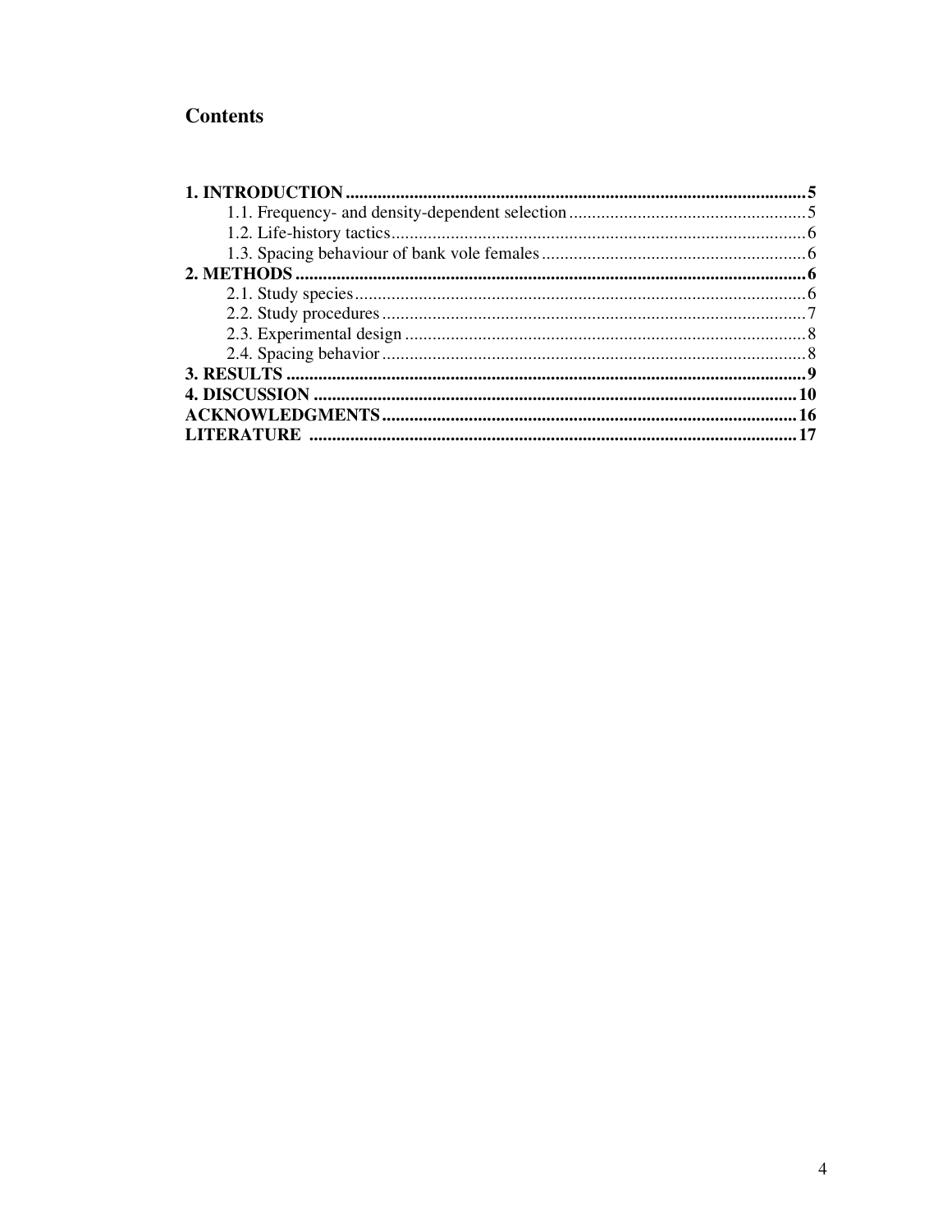## Contents

**1. INTRODUCTION** .......... **5**
- 1.1. Frequency- and density-dependent selection .......... 5
- 1.2. Life-history tactics .......... 6
- 1.3. Spacing behaviour of bank vole females .......... 6

**2. METHODS** .......... **6**
- 2.1. Study species .......... 6
- 2.2. Study procedures .......... 7
- 2.3. Experimental design .......... 8
- 2.4. Spacing behavior .......... 8

**3. RESULTS** .......... **9**

**4. DISCUSSION** .......... **10**

**ACKNOWLEDGMENTS** .......... **16**

**LITERATURE** .......... **17**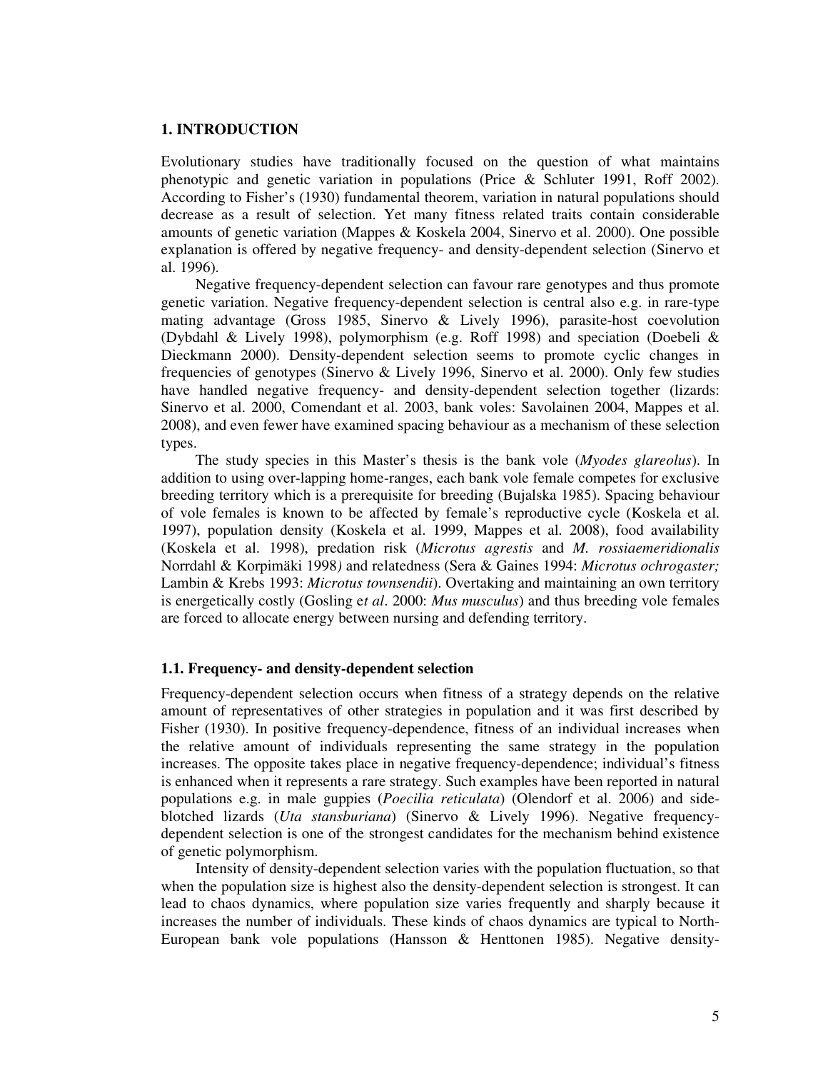# 1. INTRODUCTION

Evolutionary studies have traditionally focused on the question of what maintains phenotypic and genetic variation in populations (Price & Schluter 1991, Roff 2002). According to Fisher's (1930) fundamental theorem, variation in natural populations should decrease as a result of selection. Yet many fitness related traits contain considerable amounts of genetic variation (Mappes & Koskela 2004, Sinervo et al. 2000). One possible explanation is offered by negative frequency- and density-dependent selection (Sinervo et al. 1996).

Negative frequency-dependent selection can favour rare genotypes and thus promote genetic variation. Negative frequency-dependent selection is central also e.g. in rare-type mating advantage (Gross 1985, Sinervo & Lively 1996), parasite-host coevolution (Dybdahl & Lively 1998), polymorphism (e.g. Roff 1998) and speciation (Doebeli & Dieckmann 2000). Density-dependent selection seems to promote cyclic changes in frequencies of genotypes (Sinervo & Lively 1996, Sinervo et al. 2000). Only few studies have handled negative frequency- and density-dependent selection together (lizards: Sinervo et al. 2000, Comendant et al. 2003, bank voles: Savolainen 2004, Mappes et al. 2008), and even fewer have examined spacing behaviour as a mechanism of these selection types.

The study species in this Master's thesis is the bank vole (*Myodes glareolus*). In addition to using over-lapping home-ranges, each bank vole female competes for exclusive breeding territory which is a prerequisite for breeding (Bujalska 1985). Spacing behaviour of vole females is known to be affected by female's reproductive cycle (Koskela et al. 1997), population density (Koskela et al. 1999, Mappes et al. 2008), food availability (Koskela et al. 1998), predation risk (*Microtus agrestis* and *M. rossiaemeridionalis* Norrdahl & Korpimäki 1998) and relatedness (Sera & Gaines 1994: *Microtus ochrogaster;* Lambin & Krebs 1993: *Microtus townsendii*). Overtaking and maintaining an own territory is energetically costly (Gosling e*t al*. 2000: *Mus musculus*) and thus breeding vole females are forced to allocate energy between nursing and defending territory.

## 1.1. Frequency- and density-dependent selection

Frequency-dependent selection occurs when fitness of a strategy depends on the relative amount of representatives of other strategies in population and it was first described by Fisher (1930). In positive frequency-dependence, fitness of an individual increases when the relative amount of individuals representing the same strategy in the population increases. The opposite takes place in negative frequency-dependence; individual's fitness is enhanced when it represents a rare strategy. Such examples have been reported in natural populations e.g. in male guppies (*Poecilia reticulata*) (Olendorf et al. 2006) and side-blotched lizards (*Uta stansburiana*) (Sinervo & Lively 1996). Negative frequency-dependent selection is one of the strongest candidates for the mechanism behind existence of genetic polymorphism.

Intensity of density-dependent selection varies with the population fluctuation, so that when the population size is highest also the density-dependent selection is strongest. It can lead to chaos dynamics, where population size varies frequently and sharply because it increases the number of individuals. These kinds of chaos dynamics are typical to North-European bank vole populations (Hansson & Henttonen 1985). Negative density-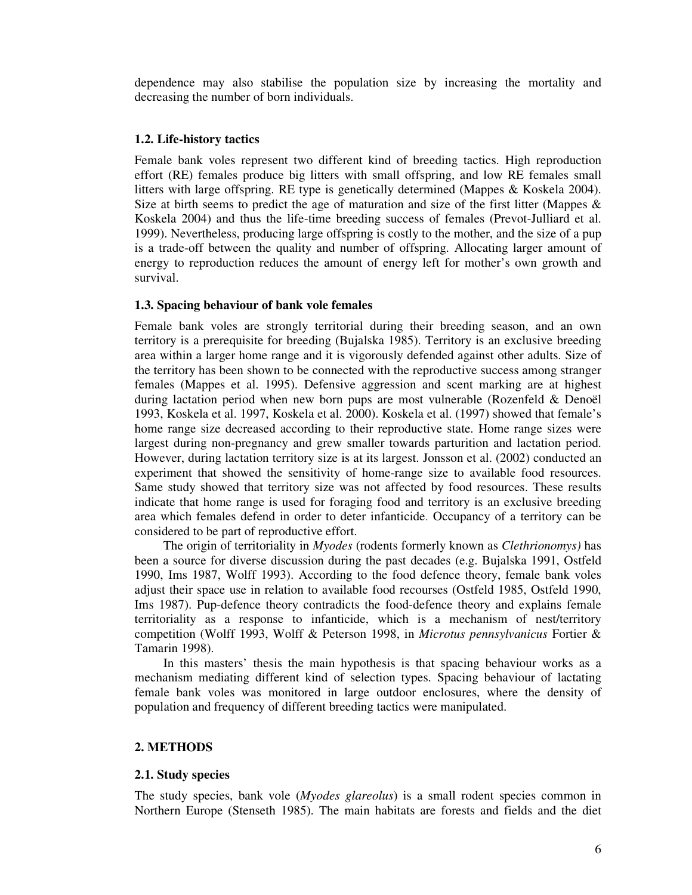dependence may also stabilise the population size by increasing the mortality and decreasing the number of born individuals.

### 1.2. Life-history tactics

Female bank voles represent two different kind of breeding tactics. High reproduction effort (RE) females produce big litters with small offspring, and low RE females small litters with large offspring. RE type is genetically determined (Mappes & Koskela 2004). Size at birth seems to predict the age of maturation and size of the first litter (Mappes & Koskela 2004) and thus the life-time breeding success of females (Prevot-Julliard et al. 1999). Nevertheless, producing large offspring is costly to the mother, and the size of a pup is a trade-off between the quality and number of offspring. Allocating larger amount of energy to reproduction reduces the amount of energy left for mother's own growth and survival.

### 1.3. Spacing behaviour of bank vole females

Female bank voles are strongly territorial during their breeding season, and an own territory is a prerequisite for breeding (Bujalska 1985). Territory is an exclusive breeding area within a larger home range and it is vigorously defended against other adults. Size of the territory has been shown to be connected with the reproductive success among stranger females (Mappes et al. 1995). Defensive aggression and scent marking are at highest during lactation period when new born pups are most vulnerable (Rozenfeld & Denoël 1993, Koskela et al. 1997, Koskela et al. 2000). Koskela et al. (1997) showed that female's home range size decreased according to their reproductive state. Home range sizes were largest during non-pregnancy and grew smaller towards parturition and lactation period. However, during lactation territory size is at its largest. Jonsson et al. (2002) conducted an experiment that showed the sensitivity of home-range size to available food resources. Same study showed that territory size was not affected by food resources. These results indicate that home range is used for foraging food and territory is an exclusive breeding area which females defend in order to deter infanticide. Occupancy of a territory can be considered to be part of reproductive effort.

The origin of territoriality in *Myodes* (rodents formerly known as *Clethrionomys)* has been a source for diverse discussion during the past decades (e.g. Bujalska 1991, Ostfeld 1990, Ims 1987, Wolff 1993). According to the food defence theory, female bank voles adjust their space use in relation to available food recourses (Ostfeld 1985, Ostfeld 1990, Ims 1987). Pup-defence theory contradicts the food-defence theory and explains female territoriality as a response to infanticide, which is a mechanism of nest/territory competition (Wolff 1993, Wolff & Peterson 1998, in *Microtus pennsylvanicus* Fortier & Tamarin 1998).

In this masters' thesis the main hypothesis is that spacing behaviour works as a mechanism mediating different kind of selection types. Spacing behaviour of lactating female bank voles was monitored in large outdoor enclosures, where the density of population and frequency of different breeding tactics were manipulated.

## 2. METHODS

### 2.1. Study species

The study species, bank vole (*Myodes glareolus*) is a small rodent species common in Northern Europe (Stenseth 1985). The main habitats are forests and fields and the diet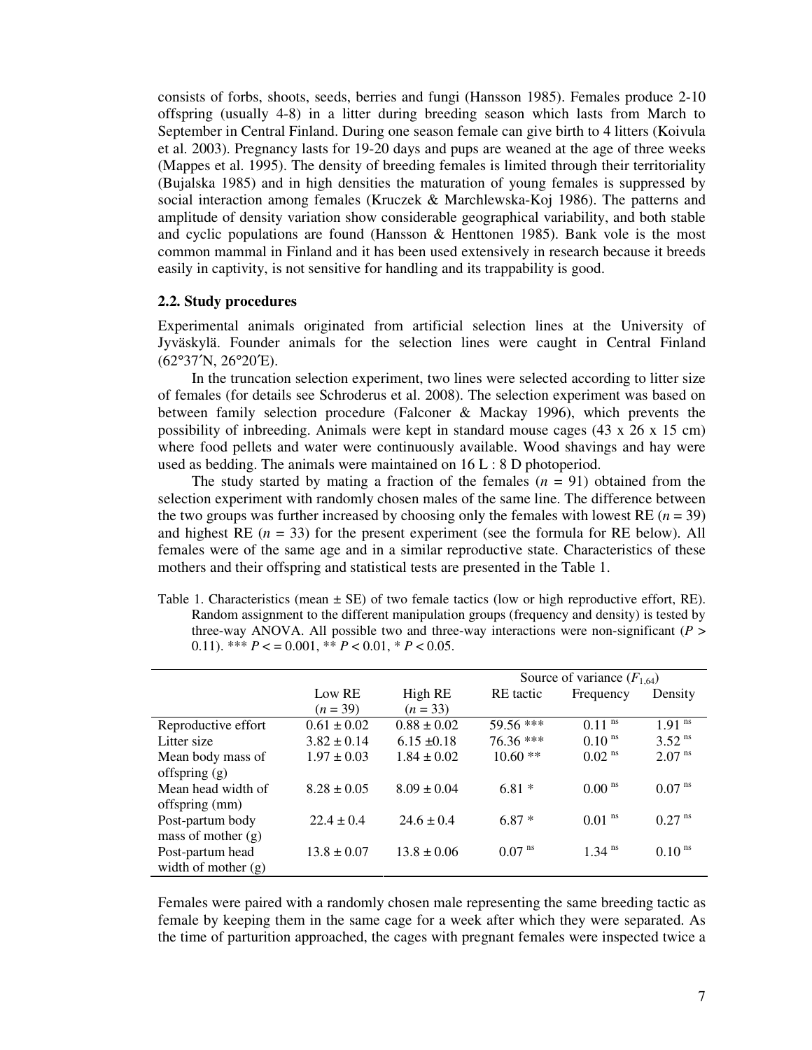consists of forbs, shoots, seeds, berries and fungi (Hansson 1985). Females produce 2-10 offspring (usually 4-8) in a litter during breeding season which lasts from March to September in Central Finland. During one season female can give birth to 4 litters (Koivula et al. 2003). Pregnancy lasts for 19-20 days and pups are weaned at the age of three weeks (Mappes et al. 1995). The density of breeding females is limited through their territoriality (Bujalska 1985) and in high densities the maturation of young females is suppressed by social interaction among females (Kruczek & Marchlewska-Koj 1986). The patterns and amplitude of density variation show considerable geographical variability, and both stable and cyclic populations are found (Hansson & Henttonen 1985). Bank vole is the most common mammal in Finland and it has been used extensively in research because it breeds easily in captivity, is not sensitive for handling and its trappability is good.

### 2.2. Study procedures

Experimental animals originated from artificial selection lines at the University of Jyväskylä. Founder animals for the selection lines were caught in Central Finland (62°37′N, 26°20′E).

In the truncation selection experiment, two lines were selected according to litter size of females (for details see Schroderus et al. 2008). The selection experiment was based on between family selection procedure (Falconer & Mackay 1996), which prevents the possibility of inbreeding. Animals were kept in standard mouse cages (43 x 26 x 15 cm) where food pellets and water were continuously available. Wood shavings and hay were used as bedding. The animals were maintained on 16 L : 8 D photoperiod.

The study started by mating a fraction of the females ($n$ = 91) obtained from the selection experiment with randomly chosen males of the same line. The difference between the two groups was further increased by choosing only the females with lowest RE ($n$ = 39) and highest RE ($n$ = 33) for the present experiment (see the formula for RE below). All females were of the same age and in a similar reproductive state. Characteristics of these mothers and their offspring and statistical tests are presented in the Table 1.

Table 1. Characteristics (mean ± SE) of two female tactics (low or high reproductive effort, RE). Random assignment to the different manipulation groups (frequency and density) is tested by three-way ANOVA. All possible two and three-way interactions were non-significant ($P$ > 0.11). *** $P$ < = 0.001, ** $P$ < 0.01, * $P$ < 0.05.

| | Low RE ($n$ = 39) | High RE ($n$ = 33) | Source of variance ($F_{1,64}$) | | |
|---|---|---|---|---|---|
| | | | RE tactic | Frequency | Density |
| Reproductive effort | 0.61 ± 0.02 | 0.88 ± 0.02 | 59.56 *** | 0.11 ns | 1.91 ns |
| Litter size | 3.82 ± 0.14 | 6.15 ±0.18 | 76.36 *** | 0.10 ns | 3.52 ns |
| Mean body mass of offspring (g) | 1.97 ± 0.03 | 1.84 ± 0.02 | 10.60 ** | 0.02 ns | 2.07 ns |
| Mean head width of offspring (mm) | 8.28 ± 0.05 | 8.09 ± 0.04 | 6.81 * | 0.00 ns | 0.07 ns |
| Post-partum body mass of mother (g) | 22.4 ± 0.4 | 24.6 ± 0.4 | 6.87 * | 0.01 ns | 0.27 ns |
| Post-partum head width of mother (g) | 13.8 ± 0.07 | 13.8 ± 0.06 | 0.07 ns | 1.34 ns | 0.10 ns |

Females were paired with a randomly chosen male representing the same breeding tactic as female by keeping them in the same cage for a week after which they were separated. As the time of parturition approached, the cages with pregnant females were inspected twice a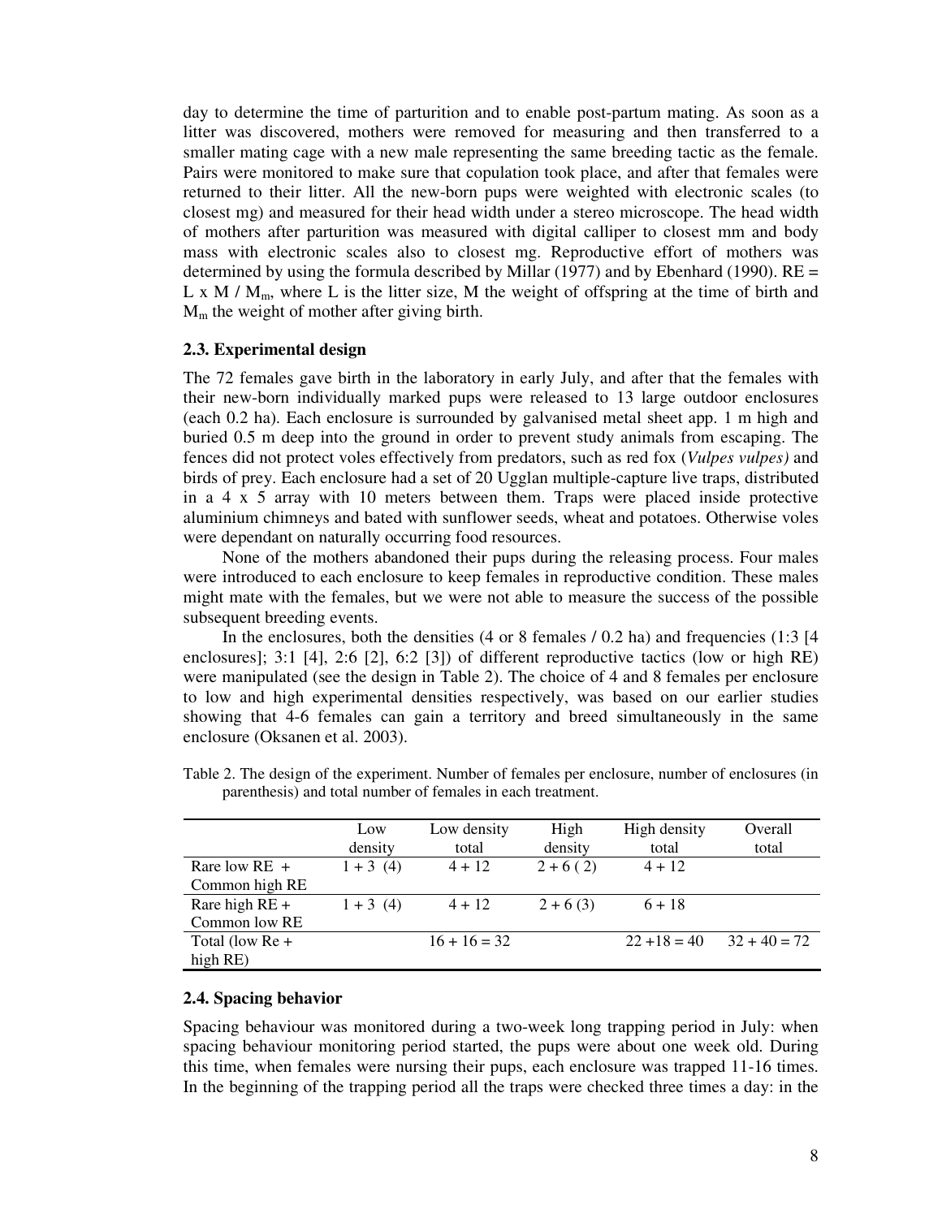day to determine the time of parturition and to enable post-partum mating. As soon as a litter was discovered, mothers were removed for measuring and then transferred to a smaller mating cage with a new male representing the same breeding tactic as the female. Pairs were monitored to make sure that copulation took place, and after that females were returned to their litter. All the new-born pups were weighted with electronic scales (to closest mg) and measured for their head width under a stereo microscope. The head width of mothers after parturition was measured with digital calliper to closest mm and body mass with electronic scales also to closest mg. Reproductive effort of mothers was determined by using the formula described by Millar (1977) and by Ebenhard (1990). $RE = L \times M / M_m$, where L is the litter size, M the weight of offspring at the time of birth and $M_m$ the weight of mother after giving birth.

### 2.3. Experimental design

The 72 females gave birth in the laboratory in early July, and after that the females with their new-born individually marked pups were released to 13 large outdoor enclosures (each 0.2 ha). Each enclosure is surrounded by galvanised metal sheet app. 1 m high and buried 0.5 m deep into the ground in order to prevent study animals from escaping. The fences did not protect voles effectively from predators, such as red fox (*Vulpes vulpes)* and birds of prey. Each enclosure had a set of 20 Ugglan multiple-capture live traps, distributed in a 4 x 5 array with 10 meters between them. Traps were placed inside protective aluminium chimneys and bated with sunflower seeds, wheat and potatoes. Otherwise voles were dependant on naturally occurring food resources.

None of the mothers abandoned their pups during the releasing process. Four males were introduced to each enclosure to keep females in reproductive condition. These males might mate with the females, but we were not able to measure the success of the possible subsequent breeding events.

In the enclosures, both the densities (4 or 8 females / 0.2 ha) and frequencies (1:3 [4 enclosures]; 3:1 [4], 2:6 [2], 6:2 [3]) of different reproductive tactics (low or high RE) were manipulated (see the design in Table 2). The choice of 4 and 8 females per enclosure to low and high experimental densities respectively, was based on our earlier studies showing that 4-6 females can gain a territory and breed simultaneously in the same enclosure (Oksanen et al. 2003).

Table 2. The design of the experiment. Number of females per enclosure, number of enclosures (in parenthesis) and total number of females in each treatment.

| | Low density | Low density total | High density | High density total | Overall total |
|---|---|---|---|---|---|
| Rare low RE + Common high RE | 1 + 3 (4) | 4 + 12 | 2 + 6 ( 2) | 4 + 12 | |
| Rare high RE + Common low RE | 1 + 3 (4) | 4 + 12 | 2 + 6 (3) | 6 + 18 | |
| Total (low Re + high RE) | | 16 + 16 = 32 | | 22 +18 = 40 | 32 + 40 = 72 |

### 2.4. Spacing behavior

Spacing behaviour was monitored during a two-week long trapping period in July: when spacing behaviour monitoring period started, the pups were about one week old. During this time, when females were nursing their pups, each enclosure was trapped 11-16 times. In the beginning of the trapping period all the traps were checked three times a day: in the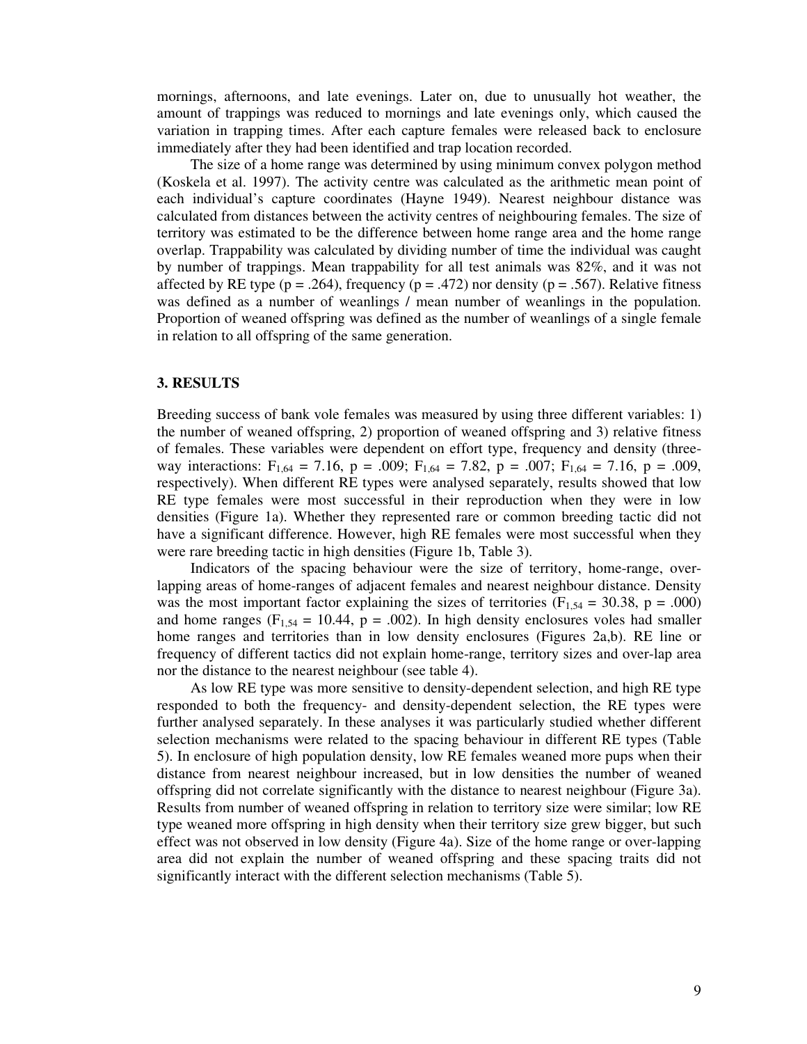mornings, afternoons, and late evenings. Later on, due to unusually hot weather, the amount of trappings was reduced to mornings and late evenings only, which caused the variation in trapping times. After each capture females were released back to enclosure immediately after they had been identified and trap location recorded.

The size of a home range was determined by using minimum convex polygon method (Koskela et al. 1997). The activity centre was calculated as the arithmetic mean point of each individual's capture coordinates (Hayne 1949). Nearest neighbour distance was calculated from distances between the activity centres of neighbouring females. The size of territory was estimated to be the difference between home range area and the home range overlap. Trappability was calculated by dividing number of time the individual was caught by number of trappings. Mean trappability for all test animals was 82%, and it was not affected by RE type ($p = .264$), frequency ($p = .472$) nor density ($p = .567$). Relative fitness was defined as a number of weanlings / mean number of weanlings in the population. Proportion of weaned offspring was defined as the number of weanlings of a single female in relation to all offspring of the same generation.

## 3. RESULTS

Breeding success of bank vole females was measured by using three different variables: 1) the number of weaned offspring, 2) proportion of weaned offspring and 3) relative fitness of females. These variables were dependent on effort type, frequency and density (three-way interactions: $F_{1,64} = 7.16$, $p = .009$; $F_{1,64} = 7.82$, $p = .007$; $F_{1,64} = 7.16$, $p = .009$, respectively). When different RE types were analysed separately, results showed that low RE type females were most successful in their reproduction when they were in low densities (Figure 1a). Whether they represented rare or common breeding tactic did not have a significant difference. However, high RE females were most successful when they were rare breeding tactic in high densities (Figure 1b, Table 3).

Indicators of the spacing behaviour were the size of territory, home-range, over-lapping areas of home-ranges of adjacent females and nearest neighbour distance. Density was the most important factor explaining the sizes of territories ($F_{1,54} = 30.38$, $p = .000$) and home ranges ($F_{1,54} = 10.44$, $p = .002$). In high density enclosures voles had smaller home ranges and territories than in low density enclosures (Figures 2a,b). RE line or frequency of different tactics did not explain home-range, territory sizes and over-lap area nor the distance to the nearest neighbour (see table 4).

As low RE type was more sensitive to density-dependent selection, and high RE type responded to both the frequency- and density-dependent selection, the RE types were further analysed separately. In these analyses it was particularly studied whether different selection mechanisms were related to the spacing behaviour in different RE types (Table 5). In enclosure of high population density, low RE females weaned more pups when their distance from nearest neighbour increased, but in low densities the number of weaned offspring did not correlate significantly with the distance to nearest neighbour (Figure 3a). Results from number of weaned offspring in relation to territory size were similar; low RE type weaned more offspring in high density when their territory size grew bigger, but such effect was not observed in low density (Figure 4a). Size of the home range or over-lapping area did not explain the number of weaned offspring and these spacing traits did not significantly interact with the different selection mechanisms (Table 5).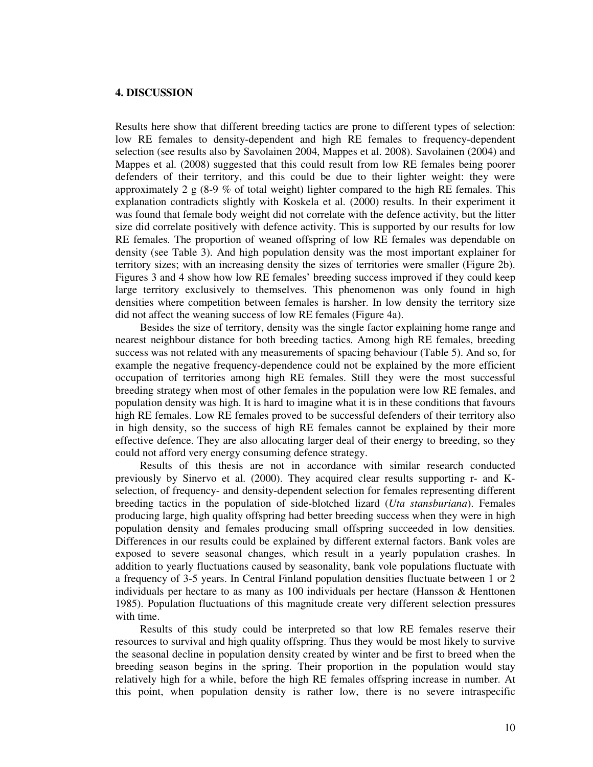## 4. DISCUSSION

Results here show that different breeding tactics are prone to different types of selection: low RE females to density-dependent and high RE females to frequency-dependent selection (see results also by Savolainen 2004, Mappes et al. 2008). Savolainen (2004) and Mappes et al. (2008) suggested that this could result from low RE females being poorer defenders of their territory, and this could be due to their lighter weight: they were approximately 2 g (8-9 % of total weight) lighter compared to the high RE females. This explanation contradicts slightly with Koskela et al. (2000) results. In their experiment it was found that female body weight did not correlate with the defence activity, but the litter size did correlate positively with defence activity. This is supported by our results for low RE females. The proportion of weaned offspring of low RE females was dependable on density (see Table 3). And high population density was the most important explainer for territory sizes; with an increasing density the sizes of territories were smaller (Figure 2b). Figures 3 and 4 show how low RE females' breeding success improved if they could keep large territory exclusively to themselves. This phenomenon was only found in high densities where competition between females is harsher. In low density the territory size did not affect the weaning success of low RE females (Figure 4a).

Besides the size of territory, density was the single factor explaining home range and nearest neighbour distance for both breeding tactics. Among high RE females, breeding success was not related with any measurements of spacing behaviour (Table 5). And so, for example the negative frequency-dependence could not be explained by the more efficient occupation of territories among high RE females. Still they were the most successful breeding strategy when most of other females in the population were low RE females, and population density was high. It is hard to imagine what it is in these conditions that favours high RE females. Low RE females proved to be successful defenders of their territory also in high density, so the success of high RE females cannot be explained by their more effective defence. They are also allocating larger deal of their energy to breeding, so they could not afford very energy consuming defence strategy.

Results of this thesis are not in accordance with similar research conducted previously by Sinervo et al. (2000). They acquired clear results supporting r- and K-selection, of frequency- and density-dependent selection for females representing different breeding tactics in the population of side-blotched lizard (*Uta stansburiana*). Females producing large, high quality offspring had better breeding success when they were in high population density and females producing small offspring succeeded in low densities. Differences in our results could be explained by different external factors. Bank voles are exposed to severe seasonal changes, which result in a yearly population crashes. In addition to yearly fluctuations caused by seasonality, bank vole populations fluctuate with a frequency of 3-5 years. In Central Finland population densities fluctuate between 1 or 2 individuals per hectare to as many as 100 individuals per hectare (Hansson & Henttonen 1985). Population fluctuations of this magnitude create very different selection pressures with time.

Results of this study could be interpreted so that low RE females reserve their resources to survival and high quality offspring. Thus they would be most likely to survive the seasonal decline in population density created by winter and be first to breed when the breeding season begins in the spring. Their proportion in the population would stay relatively high for a while, before the high RE females offspring increase in number. At this point, when population density is rather low, there is no severe intraspecific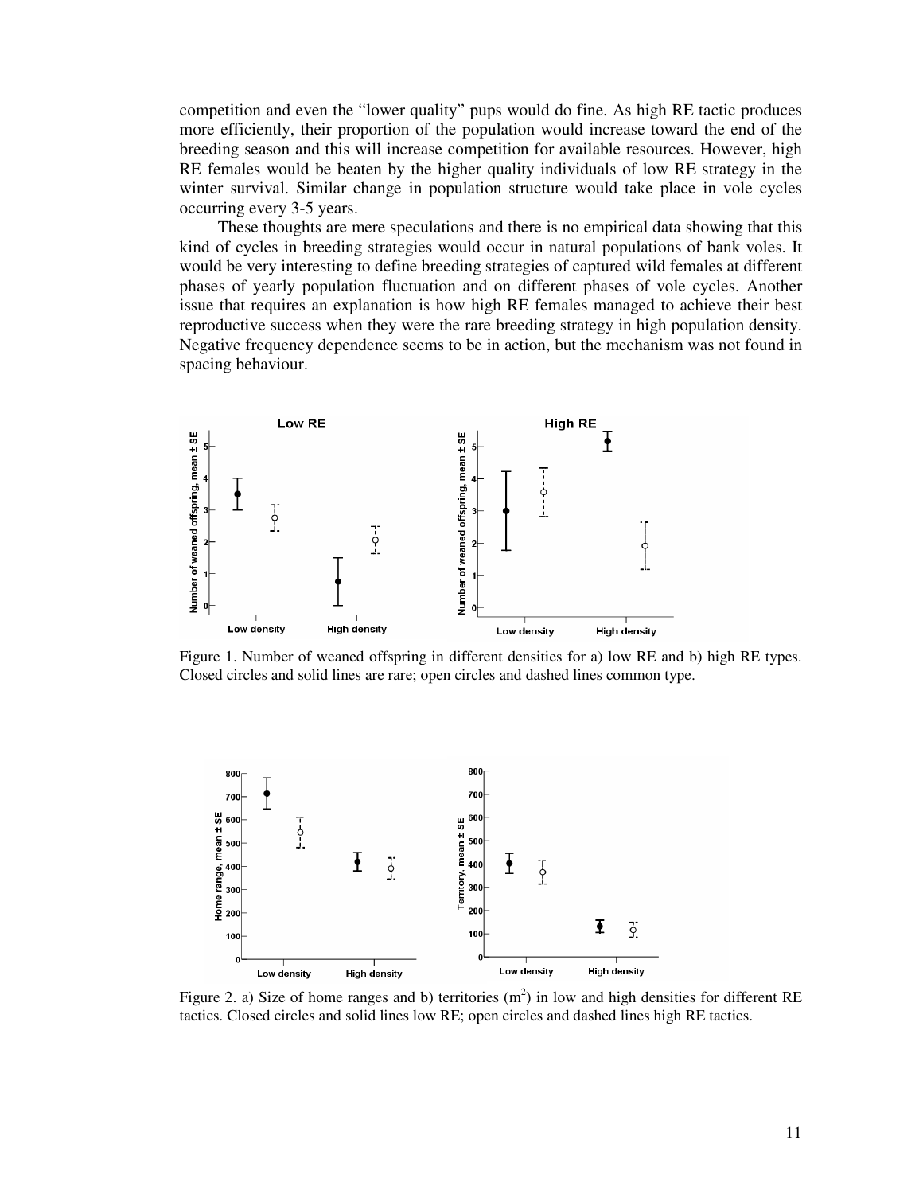competition and even the "lower quality" pups would do fine. As high RE tactic produces more efficiently, their proportion of the population would increase toward the end of the breeding season and this will increase competition for available resources. However, high RE females would be beaten by the higher quality individuals of low RE strategy in the winter survival. Similar change in population structure would take place in vole cycles occurring every 3-5 years.

These thoughts are mere speculations and there is no empirical data showing that this kind of cycles in breeding strategies would occur in natural populations of bank voles. It would be very interesting to define breeding strategies of captured wild females at different phases of yearly population fluctuation and on different phases of vole cycles. Another issue that requires an explanation is how high RE females managed to achieve their best reproductive success when they were the rare breeding strategy in high population density. Negative frequency dependence seems to be in action, but the mechanism was not found in spacing behaviour.

Figure 1. Number of weaned offspring in different densities for a) low RE and b) high RE types. Closed circles and solid lines are rare; open circles and dashed lines common type.

Figure 2. a) Size of home ranges and b) territories ($m^2$) in low and high densities for different RE tactics. Closed circles and solid lines low RE; open circles and dashed lines high RE tactics.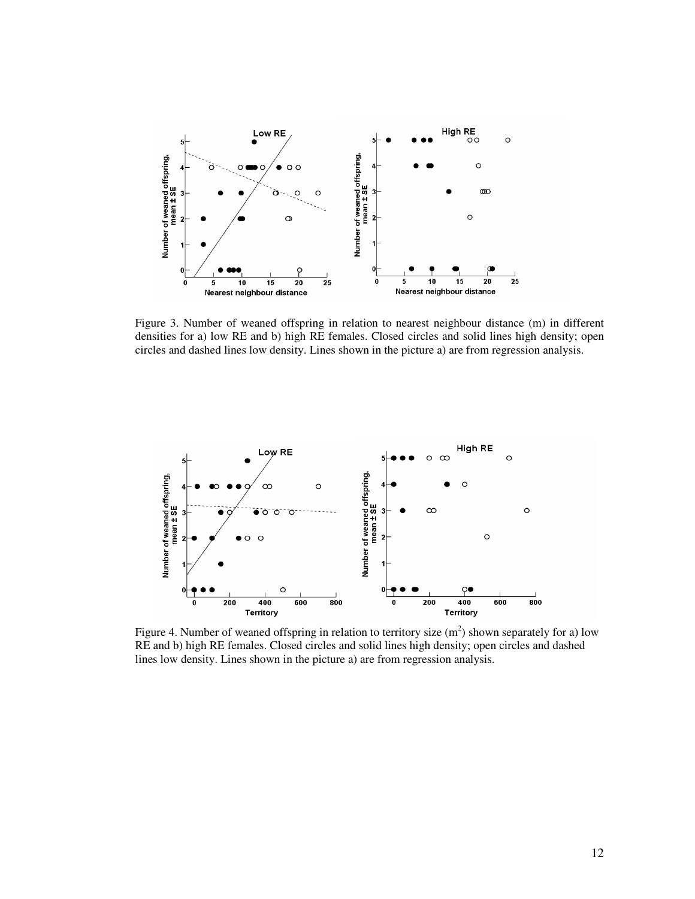Figure 3. Number of weaned offspring in relation to nearest neighbour distance (m) in different densities for a) low RE and b) high RE females. Closed circles and solid lines high density; open circles and dashed lines low density. Lines shown in the picture a) are from regression analysis.

Figure 4. Number of weaned offspring in relation to territory size ($m^2$) shown separately for a) low RE and b) high RE females. Closed circles and solid lines high density; open circles and dashed lines low density. Lines shown in the picture a) are from regression analysis.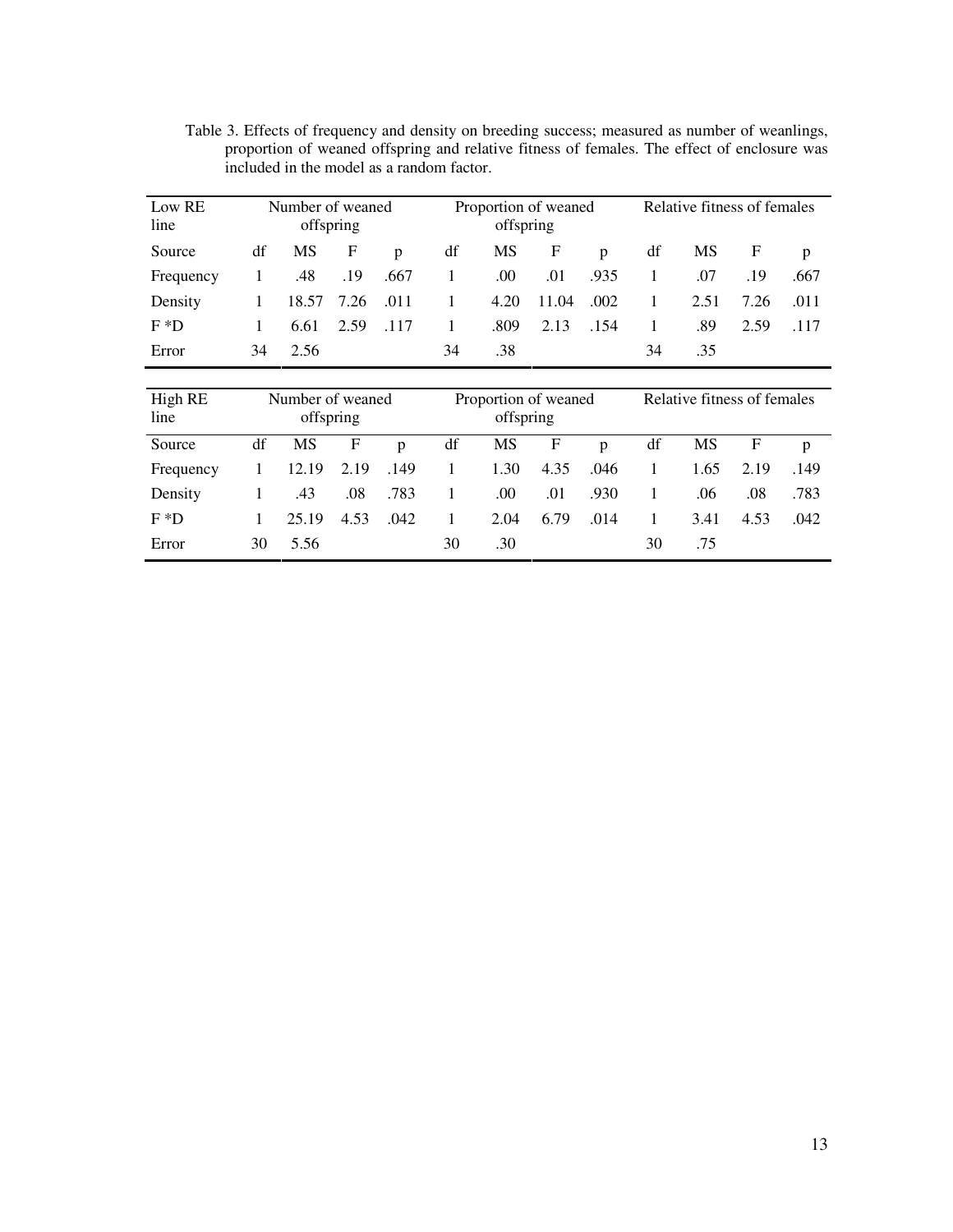Table 3. Effects of frequency and density on breeding success; measured as number of weanlings, proportion of weaned offspring and relative fitness of females. The effect of enclosure was included in the model as a random factor.

| Low RE line | Number of weaned offspring | | | | Proportion of weaned offspring | | | | Relative fitness of females | | | |
|---|---|---|---|---|---|---|---|---|---|---|---|---|
| Source | df | MS | F | p | df | MS | F | p | df | MS | F | p |
| Frequency | 1 | .48 | .19 | .667 | 1 | .00 | .01 | .935 | 1 | .07 | .19 | .667 |
| Density | 1 | 18.57 | 7.26 | .011 | 1 | 4.20 | 11.04 | .002 | 1 | 2.51 | 7.26 | .011 |
| F *D | 1 | 6.61 | 2.59 | .117 | 1 | .809 | 2.13 | .154 | 1 | .89 | 2.59 | .117 |
| Error | 34 | 2.56 | | | 34 | .38 | | | 34 | .35 | | |

| High RE line | Number of weaned offspring | | | | Proportion of weaned offspring | | | | Relative fitness of females | | | |
|---|---|---|---|---|---|---|---|---|---|---|---|---|
| Source | df | MS | F | p | df | MS | F | p | df | MS | F | p |
| Frequency | 1 | 12.19 | 2.19 | .149 | 1 | 1.30 | 4.35 | .046 | 1 | 1.65 | 2.19 | .149 |
| Density | 1 | .43 | .08 | .783 | 1 | .00 | .01 | .930 | 1 | .06 | .08 | .783 |
| F *D | 1 | 25.19 | 4.53 | .042 | 1 | 2.04 | 6.79 | .014 | 1 | 3.41 | 4.53 | .042 |
| Error | 30 | 5.56 | | | 30 | .30 | | | 30 | .75 | | |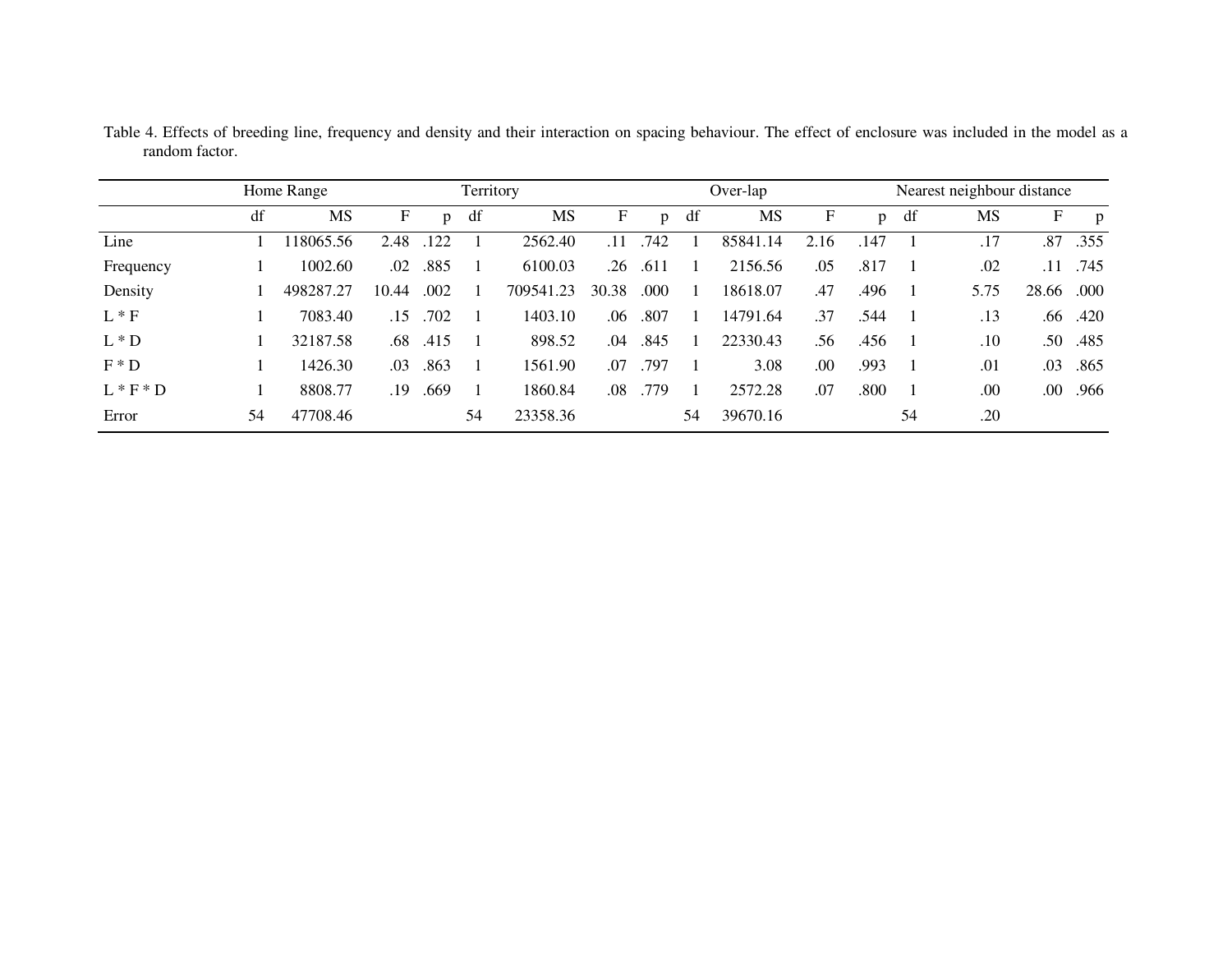Table 4. Effects of breeding line, frequency and density and their interaction on spacing behaviour. The effect of enclosure was included in the model as a random factor.

| | Home Range | | | | Territory | | | | Over-lap | | | | Nearest neighbour distance | | | |
|---|---|---|---|---|---|---|---|---|---|---|---|---|---|---|---|---|
| | df | MS | F | p | df | MS | F | p | df | MS | F | p | df | MS | F | p |
| Line | 1 | 118065.56 | 2.48 | .122 | 1 | 2562.40 | .11 | .742 | 1 | 85841.14 | 2.16 | .147 | 1 | .17 | .87 | .355 |
| Frequency | 1 | 1002.60 | .02 | .885 | 1 | 6100.03 | .26 | .611 | 1 | 2156.56 | .05 | .817 | 1 | .02 | .11 | .745 |
| Density | 1 | 498287.27 | 10.44 | .002 | 1 | 709541.23 | 30.38 | .000 | 1 | 18618.07 | .47 | .496 | 1 | 5.75 | 28.66 | .000 |
| L * F | 1 | 7083.40 | .15 | .702 | 1 | 1403.10 | .06 | .807 | 1 | 14791.64 | .37 | .544 | 1 | .13 | .66 | .420 |
| L * D | 1 | 32187.58 | .68 | .415 | 1 | 898.52 | .04 | .845 | 1 | 22330.43 | .56 | .456 | 1 | .10 | .50 | .485 |
| F * D | 1 | 1426.30 | .03 | .863 | 1 | 1561.90 | .07 | .797 | 1 | 3.08 | .00 | .993 | 1 | .01 | .03 | .865 |
| L * F * D | 1 | 8808.77 | .19 | .669 | 1 | 1860.84 | .08 | .779 | 1 | 2572.28 | .07 | .800 | 1 | .00 | .00 | .966 |
| Error | 54 | 47708.46 | | | 54 | 23358.36 | | | 54 | 39670.16 | | | 54 | .20 | | |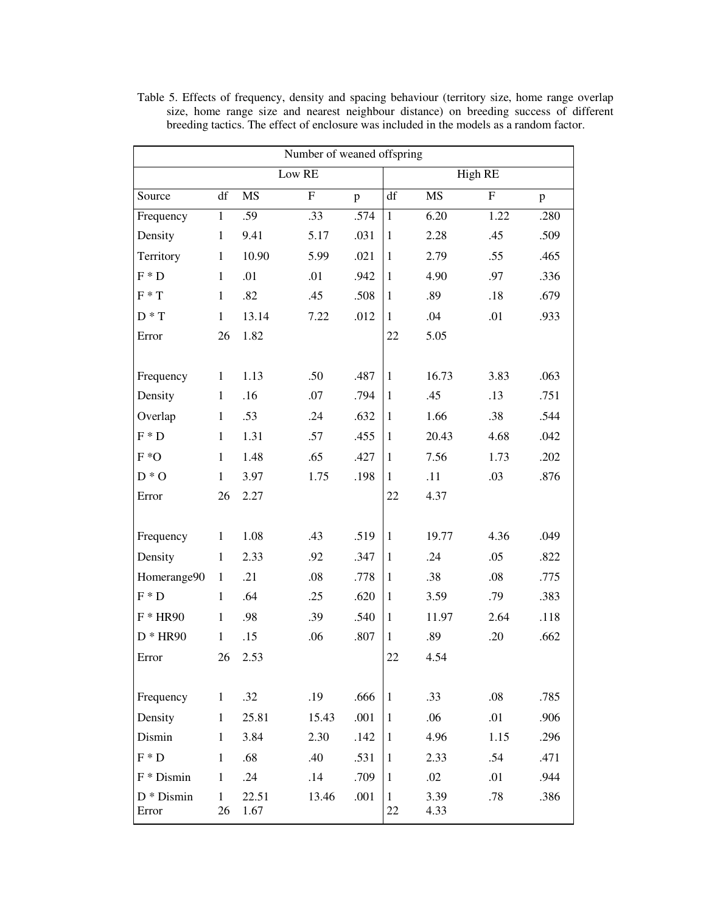Table 5. Effects of frequency, density and spacing behaviour (territory size, home range overlap size, home range size and nearest neighbour distance) on breeding success of different breeding tactics. The effect of enclosure was included in the models as a random factor.

| Number of weaned offspring | | | | | | | | |
|---|---|---|---|---|---|---|---|---|
| | Low RE | | | | High RE | | | |
| Source | df | MS | F | p | df | MS | F | p |
| Frequency | 1 | .59 | .33 | .574 | 1 | 6.20 | 1.22 | .280 |
| Density | 1 | 9.41 | 5.17 | .031 | 1 | 2.28 | .45 | .509 |
| Territory | 1 | 10.90 | 5.99 | .021 | 1 | 2.79 | .55 | .465 |
| F * D | 1 | .01 | .01 | .942 | 1 | 4.90 | .97 | .336 |
| F * T | 1 | .82 | .45 | .508 | 1 | .89 | .18 | .679 |
| D * T | 1 | 13.14 | 7.22 | .012 | 1 | .04 | .01 | .933 |
| Error | 26 | 1.82 | | | 22 | 5.05 | | |
| | | | | | | | | |
| Frequency | 1 | 1.13 | .50 | .487 | 1 | 16.73 | 3.83 | .063 |
| Density | 1 | .16 | .07 | .794 | 1 | .45 | .13 | .751 |
| Overlap | 1 | .53 | .24 | .632 | 1 | 1.66 | .38 | .544 |
| F * D | 1 | 1.31 | .57 | .455 | 1 | 20.43 | 4.68 | .042 |
| F *O | 1 | 1.48 | .65 | .427 | 1 | 7.56 | 1.73 | .202 |
| D * O | 1 | 3.97 | 1.75 | .198 | 1 | .11 | .03 | .876 |
| Error | 26 | 2.27 | | | 22 | 4.37 | | |
| | | | | | | | | |
| Frequency | 1 | 1.08 | .43 | .519 | 1 | 19.77 | 4.36 | .049 |
| Density | 1 | 2.33 | .92 | .347 | 1 | .24 | .05 | .822 |
| Homerange90 | 1 | .21 | .08 | .778 | 1 | .38 | .08 | .775 |
| F * D | 1 | .64 | .25 | .620 | 1 | 3.59 | .79 | .383 |
| F * HR90 | 1 | .98 | .39 | .540 | 1 | 11.97 | 2.64 | .118 |
| D * HR90 | 1 | .15 | .06 | .807 | 1 | .89 | .20 | .662 |
| Error | 26 | 2.53 | | | 22 | 4.54 | | |
| | | | | | | | | |
| Frequency | 1 | .32 | .19 | .666 | 1 | .33 | .08 | .785 |
| Density | 1 | 25.81 | 15.43 | .001 | 1 | .06 | .01 | .906 |
| Dismin | 1 | 3.84 | 2.30 | .142 | 1 | 4.96 | 1.15 | .296 |
| F * D | 1 | .68 | .40 | .531 | 1 | 2.33 | .54 | .471 |
| F * Dismin | 1 | .24 | .14 | .709 | 1 | .02 | .01 | .944 |
| D * Dismin | 1 | 22.51 | 13.46 | .001 | 1 | 3.39 | .78 | .386 |
| Error | 26 | 1.67 | | | 22 | 4.33 | | |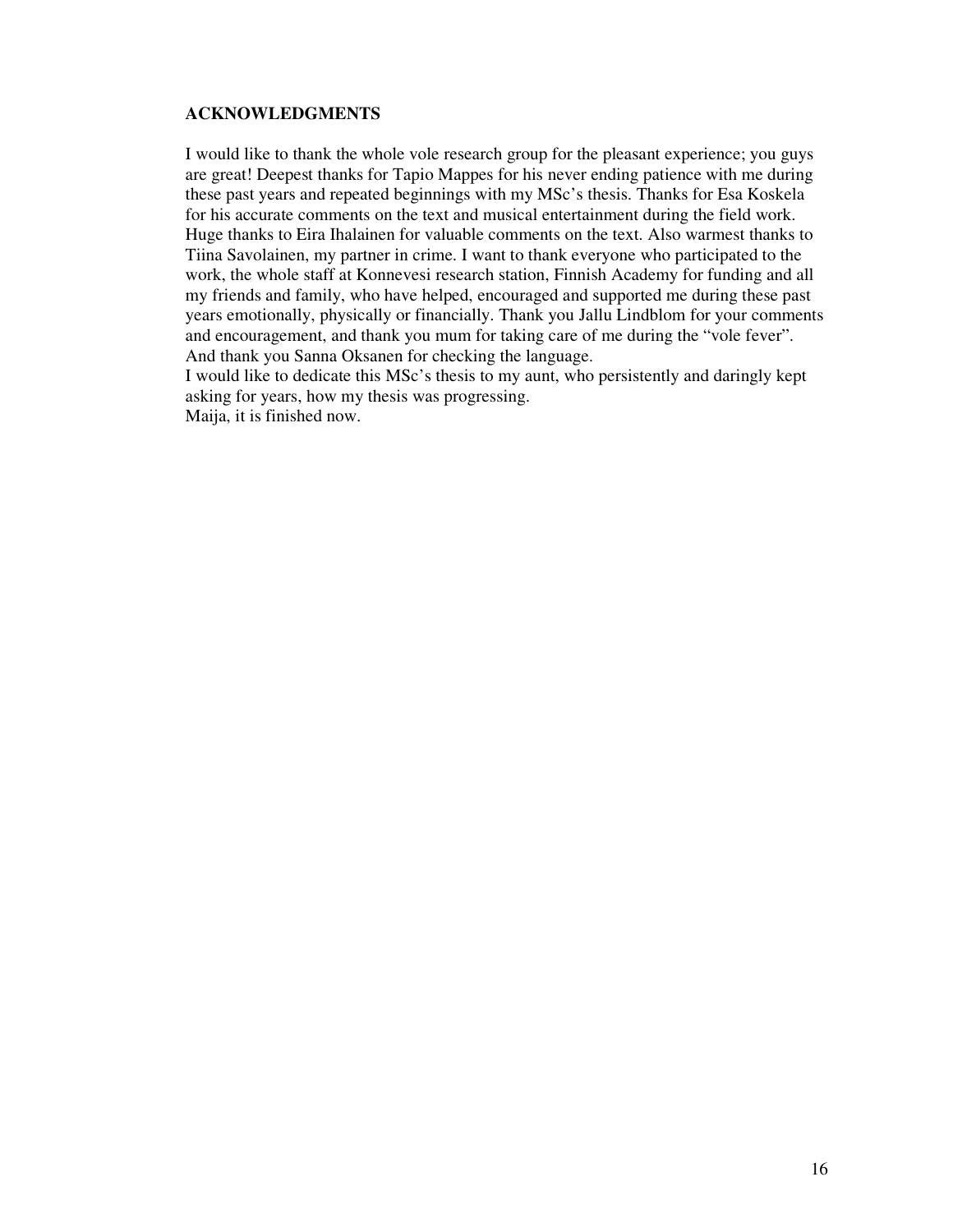## ACKNOWLEDGMENTS

I would like to thank the whole vole research group for the pleasant experience; you guys are great! Deepest thanks for Tapio Mappes for his never ending patience with me during these past years and repeated beginnings with my MSc's thesis. Thanks for Esa Koskela for his accurate comments on the text and musical entertainment during the field work. Huge thanks to Eira Ihalainen for valuable comments on the text. Also warmest thanks to Tiina Savolainen, my partner in crime. I want to thank everyone who participated to the work, the whole staff at Konnevesi research station, Finnish Academy for funding and all my friends and family, who have helped, encouraged and supported me during these past years emotionally, physically or financially. Thank you Jallu Lindblom for your comments and encouragement, and thank you mum for taking care of me during the "vole fever". And thank you Sanna Oksanen for checking the language.

I would like to dedicate this MSc's thesis to my aunt, who persistently and daringly kept asking for years, how my thesis was progressing.

Maija, it is finished now.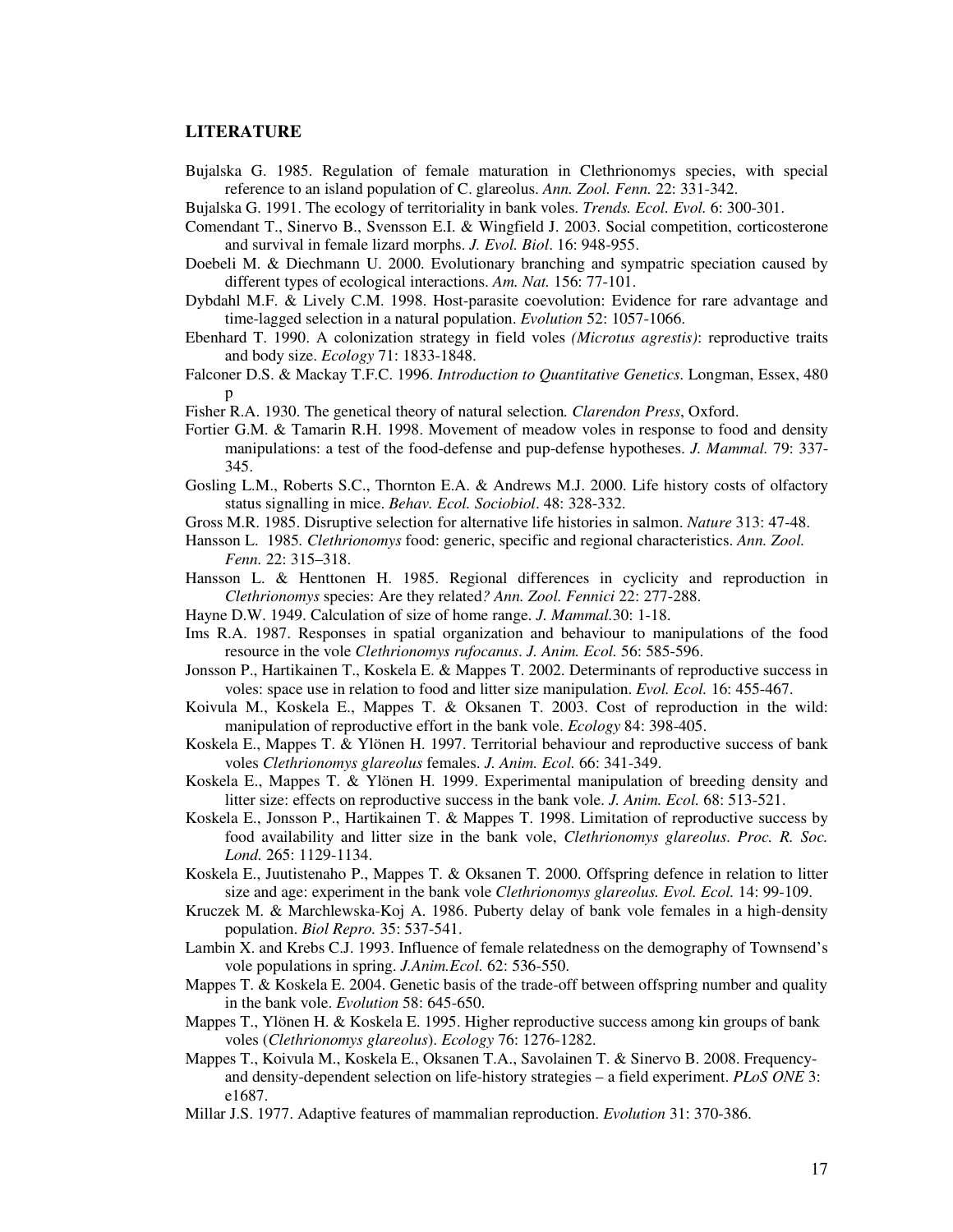## LITERATURE

Bujalska G. 1985. Regulation of female maturation in Clethrionomys species, with special reference to an island population of C. glareolus. *Ann. Zool. Fenn.* 22: 331-342.

Bujalska G. 1991. The ecology of territoriality in bank voles. *Trends. Ecol. Evol.* 6: 300-301.

Comendant T., Sinervo B., Svensson E.I. & Wingfield J. 2003. Social competition, corticosterone and survival in female lizard morphs. *J. Evol. Biol*. 16: 948-955.

Doebeli M. & Diechmann U. 2000. Evolutionary branching and sympatric speciation caused by different types of ecological interactions. *Am. Nat.* 156: 77-101.

Dybdahl M.F. & Lively C.M. 1998. Host-parasite coevolution: Evidence for rare advantage and time-lagged selection in a natural population. *Evolution* 52: 1057-1066.

Ebenhard T. 1990. A colonization strategy in field voles *(Microtus agrestis)*: reproductive traits and body size. *Ecology* 71: 1833-1848.

Falconer D.S. & Mackay T.F.C. 1996. *Introduction to Quantitative Genetics*. Longman, Essex, 480 p

Fisher R.A. 1930. The genetical theory of natural selection*. Clarendon Press*, Oxford.

Fortier G.M. & Tamarin R.H. 1998. Movement of meadow voles in response to food and density manipulations: a test of the food-defense and pup-defense hypotheses. *J. Mammal.* 79: 337-345.

Gosling L.M., Roberts S.C., Thornton E.A. & Andrews M.J. 2000. Life history costs of olfactory status signalling in mice. *Behav. Ecol. Sociobiol*. 48: 328-332.

Gross M.R. 1985. Disruptive selection for alternative life histories in salmon. *Nature* 313: 47-48.

Hansson L. 1985. *Clethrionomys* food: generic, specific and regional characteristics. *Ann. Zool. Fenn.* 22: 315–318.

Hansson L. & Henttonen H. 1985. Regional differences in cyclicity and reproduction in *Clethrionomys* species: Are they related*? Ann. Zool. Fennici* 22: 277-288.

Hayne D.W. 1949. Calculation of size of home range. *J. Mammal.*30: 1-18.

Ims R.A. 1987. Responses in spatial organization and behaviour to manipulations of the food resource in the vole *Clethrionomys rufocanus*. *J. Anim. Ecol.* 56: 585-596.

Jonsson P., Hartikainen T., Koskela E. & Mappes T. 2002. Determinants of reproductive success in voles: space use in relation to food and litter size manipulation. *Evol. Ecol.* 16: 455-467.

Koivula M., Koskela E., Mappes T. & Oksanen T. 2003. Cost of reproduction in the wild: manipulation of reproductive effort in the bank vole. *Ecology* 84: 398-405.

Koskela E., Mappes T. & Ylönen H. 1997. Territorial behaviour and reproductive success of bank voles *Clethrionomys glareolus* females. *J. Anim. Ecol.* 66: 341-349.

Koskela E., Mappes T. & Ylönen H. 1999. Experimental manipulation of breeding density and litter size: effects on reproductive success in the bank vole. *J. Anim. Ecol.* 68: 513-521.

Koskela E., Jonsson P., Hartikainen T. & Mappes T. 1998. Limitation of reproductive success by food availability and litter size in the bank vole, *Clethrionomys glareolus*. *Proc. R. Soc. Lond.* 265: 1129-1134.

Koskela E., Juutistenaho P., Mappes T. & Oksanen T. 2000. Offspring defence in relation to litter size and age: experiment in the bank vole *Clethrionomys glareolus. Evol. Ecol.* 14: 99-109.

Kruczek M. & Marchlewska-Koj A. 1986. Puberty delay of bank vole females in a high-density population. *Biol Repro.* 35: 537-541.

Lambin X. and Krebs C.J. 1993. Influence of female relatedness on the demography of Townsend's vole populations in spring. *J.Anim.Ecol.* 62: 536-550.

Mappes T. & Koskela E. 2004. Genetic basis of the trade-off between offspring number and quality in the bank vole. *Evolution* 58: 645-650.

Mappes T., Ylönen H. & Koskela E. 1995. Higher reproductive success among kin groups of bank voles (*Clethrionomys glareolus*). *Ecology* 76: 1276-1282.

Mappes T., Koivula M., Koskela E., Oksanen T.A., Savolainen T. & Sinervo B. 2008. Frequency- and density-dependent selection on life-history strategies – a field experiment. *PLoS ONE* 3: e1687.

Millar J.S. 1977. Adaptive features of mammalian reproduction. *Evolution* 31: 370-386.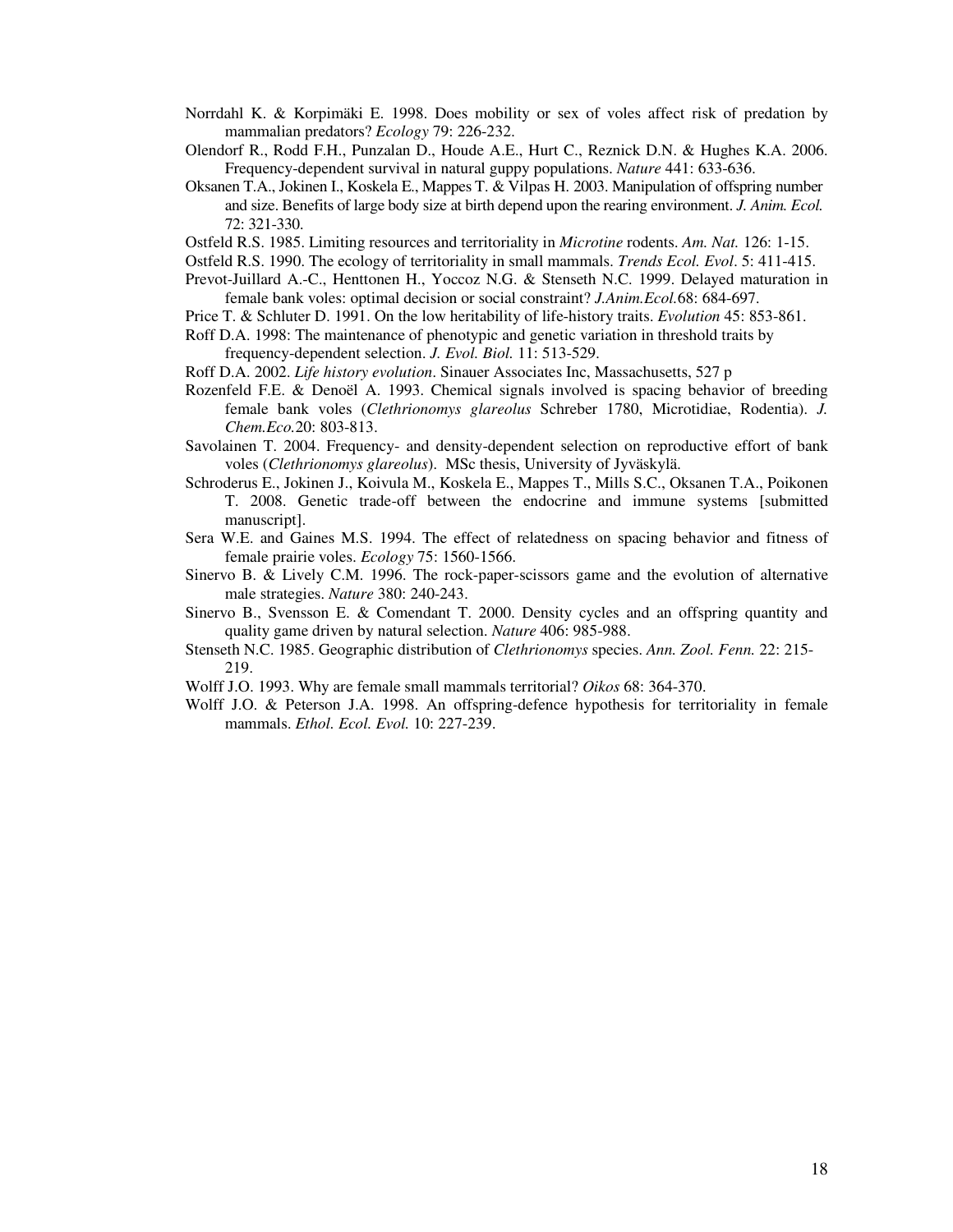Norrdahl K. & Korpimäki E. 1998. Does mobility or sex of voles affect risk of predation by mammalian predators? *Ecology* 79: 226-232.

Olendorf R., Rodd F.H., Punzalan D., Houde A.E., Hurt C., Reznick D.N. & Hughes K.A. 2006. Frequency-dependent survival in natural guppy populations. *Nature* 441: 633-636.

Oksanen T.A., Jokinen I., Koskela E., Mappes T. & Vilpas H. 2003. Manipulation of offspring number and size. Benefits of large body size at birth depend upon the rearing environment. *J. Anim. Ecol.* 72: 321-330.

Ostfeld R.S. 1985. Limiting resources and territoriality in *Microtine* rodents. *Am. Nat.* 126: 1-15.

Ostfeld R.S. 1990. The ecology of territoriality in small mammals. *Trends Ecol. Evol*. 5: 411-415.

Prevot-Juillard A.-C., Henttonen H., Yoccoz N.G. & Stenseth N.C. 1999. Delayed maturation in female bank voles: optimal decision or social constraint? *J.Anim.Ecol.*68: 684-697.

Price T. & Schluter D. 1991. On the low heritability of life-history traits. *Evolution* 45: 853-861.

Roff D.A. 1998: The maintenance of phenotypic and genetic variation in threshold traits by frequency-dependent selection. *J. Evol. Biol.* 11: 513-529.

Roff D.A. 2002. *Life history evolution*. Sinauer Associates Inc, Massachusetts, 527 p

Rozenfeld F.E. & Denoël A. 1993. Chemical signals involved is spacing behavior of breeding female bank voles (*Clethrionomys glareolus* Schreber 1780, Microtidiae, Rodentia). *J. Chem.Eco.*20: 803-813.

Savolainen T. 2004. Frequency- and density-dependent selection on reproductive effort of bank voles (*Clethrionomys glareolus*). MSc thesis, University of Jyväskylä.

Schroderus E., Jokinen J., Koivula M., Koskela E., Mappes T., Mills S.C., Oksanen T.A., Poikonen T. 2008. Genetic trade-off between the endocrine and immune systems [submitted manuscript].

Sera W.E. and Gaines M.S. 1994. The effect of relatedness on spacing behavior and fitness of female prairie voles. *Ecology* 75: 1560-1566.

Sinervo B. & Lively C.M. 1996. The rock-paper-scissors game and the evolution of alternative male strategies. *Nature* 380: 240-243.

Sinervo B., Svensson E. & Comendant T. 2000. Density cycles and an offspring quantity and quality game driven by natural selection. *Nature* 406: 985-988.

Stenseth N.C. 1985. Geographic distribution of *Clethrionomys* species. *Ann. Zool. Fenn.* 22: 215-219.

Wolff J.O. 1993. Why are female small mammals territorial? *Oikos* 68: 364-370.

Wolff J.O. & Peterson J.A. 1998. An offspring-defence hypothesis for territoriality in female mammals. *Ethol. Ecol. Evol.* 10: 227-239.